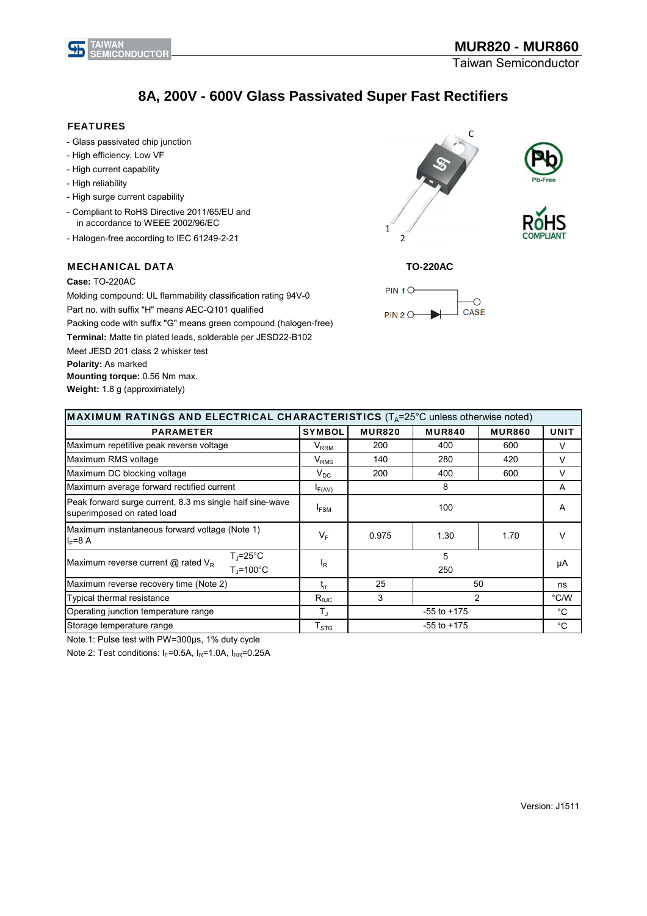# MUR820 - MUR860

Taiwan Semiconductor

## 8A, 200V - 600V Glass Passivated Super Fast Rectifiers

### FEATURES

- Glass passivated chip junction
- High efficiency, Low VF
- High current capability
- High reliability
- High surge current capability
- Compliant to RoHS Directive 2011/65/EU and in accordance to WEEE 2002/96/EC
- Halogen-free according to IEC 61249-2-21

TO-220AC

PIN 1, PIN 2, CASE

### MECHANICAL DATA

**Case:** TO-220AC

Molding compound: UL flammability classification rating 94V-0

Part no. with suffix "H" means AEC-Q101 qualified

Packing code with suffix "G" means green compound (halogen-free)

**Terminal:** Matte tin plated leads, solderable per JESD22-B102

Meet JESD 201 class 2 whisker test

**Polarity:** As marked

**Mounting torque:** 0.56 Nm max.

**Weight:** 1.8 g (approximately)

**MAXIMUM RATINGS AND ELECTRICAL CHARACTERISTICS** ($T_A$=25°C unless otherwise noted)

| PARAMETER | | SYMBOL | MUR820 | MUR840 | MUR860 | UNIT |
|---|---|---|---|---|---|---|
| Maximum repetitive peak reverse voltage | | $V_{RRM}$ | 200 | 400 | 600 | V |
| Maximum RMS voltage | | $V_{RMS}$ | 140 | 280 | 420 | V |
| Maximum DC blocking voltage | | $V_{DC}$ | 200 | 400 | 600 | V |
| Maximum average forward rectified current | | $I_{F(AV)}$ | | 8 | | A |
| Peak forward surge current, 8.3 ms single half sine-wave superimposed on rated load | | $I_{FSM}$ | | 100 | | A |
| Maximum instantaneous forward voltage (Note 1) $I_F$=8 A | | $V_F$ | 0.975 | 1.30 | 1.70 | V |
| Maximum reverse current @ rated $V_R$ | $T_J$=25°C | $I_R$ | | 5 | | μA |
| | $T_J$=100°C | | | 250 | | |
| Maximum reverse recovery time (Note 2) | | $t_{rr}$ | 25 | 50 | | ns |
| Typical thermal resistance | | $R_{\theta JC}$ | 3 | 2 | | °C/W |
| Operating junction temperature range | | $T_J$ | | -55 to +175 | | °C |
| Storage temperature range | | $T_{STG}$ | | -55 to +175 | | °C |

Note 1: Pulse test with PW=300μs, 1% duty cycle

Note 2: Test conditions: $I_F$=0.5A, $I_R$=1.0A, $I_{RR}$=0.25A

Version: J1511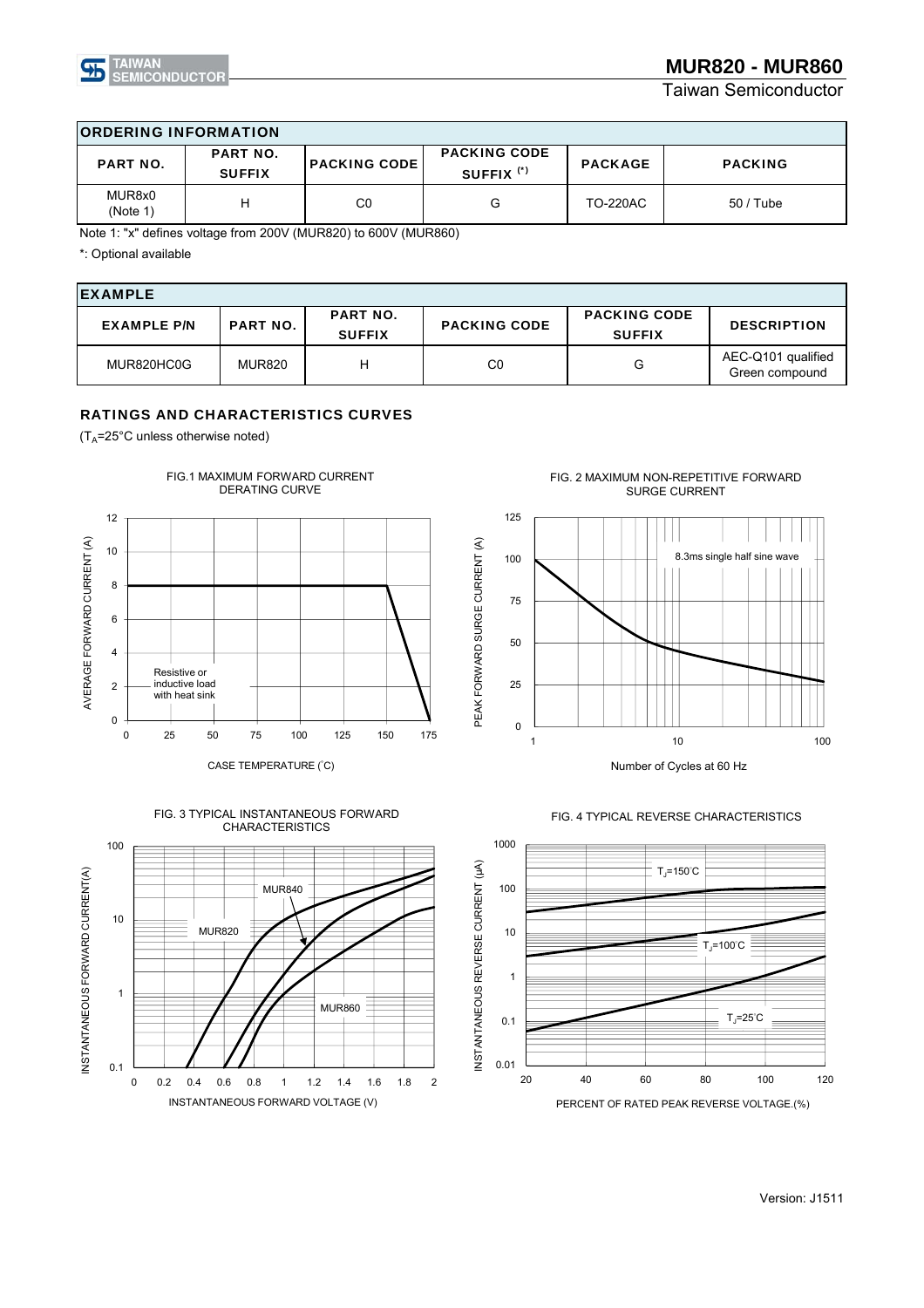## ORDERING INFORMATION

| PART NO. | PART NO. SUFFIX | PACKING CODE | PACKING CODE SUFFIX (*) | PACKAGE | PACKING |
|---|---|---|---|---|---|
| MUR8x0 (Note 1) | H | C0 | G | TO-220AC | 50 / Tube |

Note 1: "x" defines voltage from 200V (MUR820) to 600V (MUR860)

*: Optional available

## EXAMPLE

| EXAMPLE P/N | PART NO. | PART NO. SUFFIX | PACKING CODE | PACKING CODE SUFFIX | DESCRIPTION |
|---|---|---|---|---|---|
| MUR820HC0G | MUR820 | H | C0 | G | AEC-Q101 qualified Green compound |

## RATINGS AND CHARACTERISTICS CURVES

($T_A$=25°C unless otherwise noted)

FIG.1 MAXIMUM FORWARD CURRENT DERATING CURVE

FIG. 2 MAXIMUM NON-REPETITIVE FORWARD SURGE CURRENT

FIG. 3 TYPICAL INSTANTANEOUS FORWARD CHARACTERISTICS

FIG. 4 TYPICAL REVERSE CHARACTERISTICS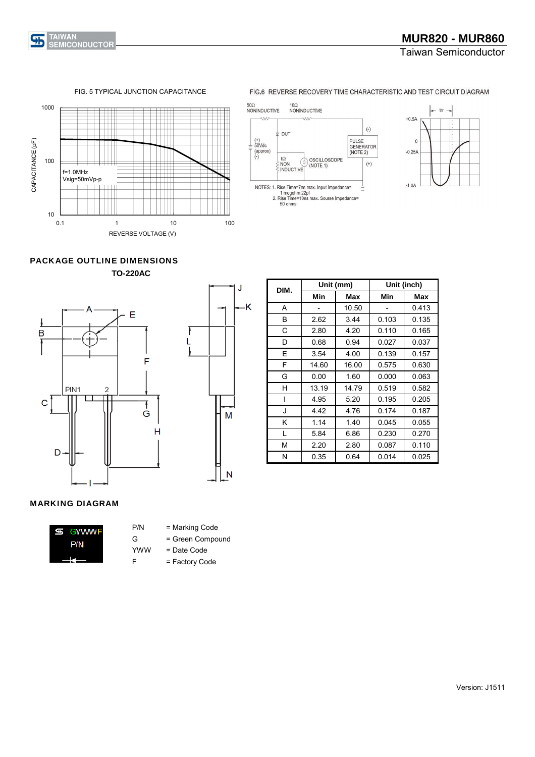FIG. 5 TYPICAL JUNCTION CAPACITANCE

f=1.0MHz
Vsig=50mVp-p

CAPACITANCE (pF)

REVERSE VOLTAGE (V)

FIG.6 REVERSE RECOVERY TIME CHARACTERISTIC AND TEST CIRCUIT DIAGRAM

NOTES: 1. Rise Time=7ns max. Input Impedance= 1 megohm 22pf
2. Rise Time=10ns max. Sourse Impedance= 50 ohms

## PACKAGE OUTLINE DIMENSIONS

### TO-220AC

| DIM. | Unit (mm) | | Unit (inch) | |
|---|---|---|---|---|
| | Min | Max | Min | Max |
| A | - | 10.50 | - | 0.413 |
| B | 2.62 | 3.44 | 0.103 | 0.135 |
| C | 2.80 | 4.20 | 0.110 | 0.165 |
| D | 0.68 | 0.94 | 0.027 | 0.037 |
| E | 3.54 | 4.00 | 0.139 | 0.157 |
| F | 14.60 | 16.00 | 0.575 | 0.630 |
| G | 0.00 | 1.60 | 0.000 | 0.063 |
| H | 13.19 | 14.79 | 0.519 | 0.582 |
| I | 4.95 | 5.20 | 0.195 | 0.205 |
| J | 4.42 | 4.76 | 0.174 | 0.187 |
| K | 1.14 | 1.40 | 0.045 | 0.055 |
| L | 5.84 | 6.86 | 0.230 | 0.270 |
| M | 2.20 | 2.80 | 0.087 | 0.110 |
| N | 0.35 | 0.64 | 0.014 | 0.025 |

## MARKING DIAGRAM

GYWWF
P/N

| | |
|---|---|
| P/N | = Marking Code |
| G | = Green Compound |
| YWW | = Date Code |
| F | = Factory Code |

Version: J1511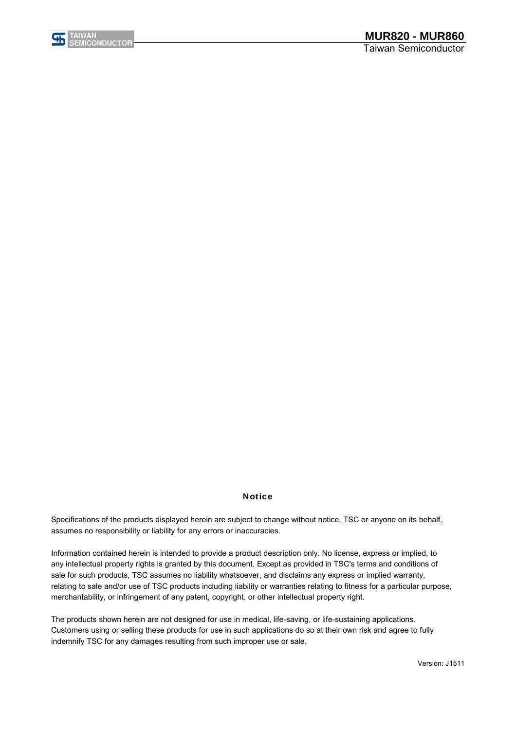## Notice

Specifications of the products displayed herein are subject to change without notice. TSC or anyone on its behalf, assumes no responsibility or liability for any errors or inaccuracies.

Information contained herein is intended to provide a product description only. No license, express or implied, to any intellectual property rights is granted by this document. Except as provided in TSC's terms and conditions of sale for such products, TSC assumes no liability whatsoever, and disclaims any express or implied warranty, relating to sale and/or use of TSC products including liability or warranties relating to fitness for a particular purpose, merchantability, or infringement of any patent, copyright, or other intellectual property right.

The products shown herein are not designed for use in medical, life-saving, or life-sustaining applications. Customers using or selling these products for use in such applications do so at their own risk and agree to fully indemnify TSC for any damages resulting from such improper use or sale.

Version: J1511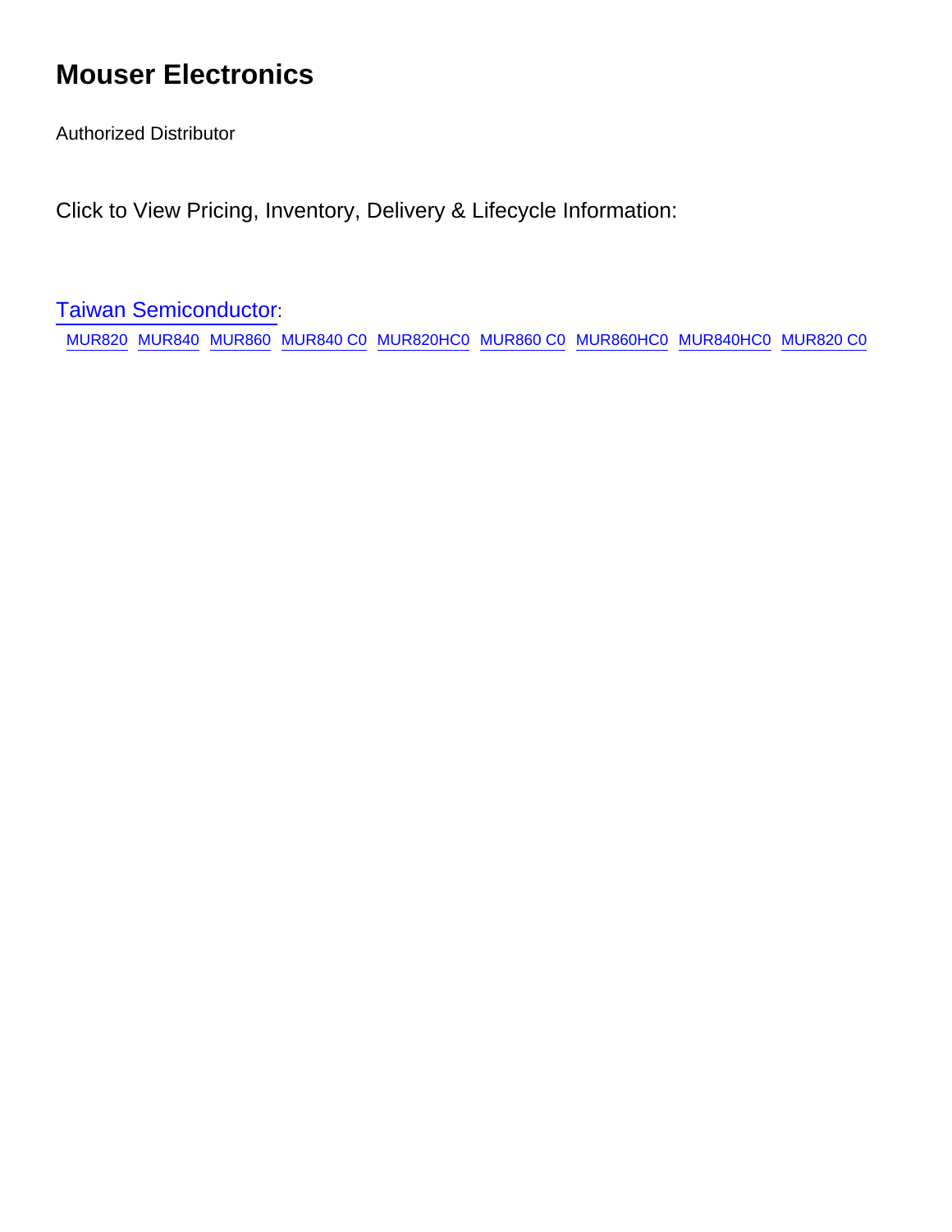# Mouser Electronics

Authorized Distributor

Click to View Pricing, Inventory, Delivery & Lifecycle Information:

Taiwan Semiconductor:

MUR820 MUR840 MUR860 MUR840 C0 MUR820HC0 MUR860 C0 MUR860HC0 MUR840HC0 MUR820 C0